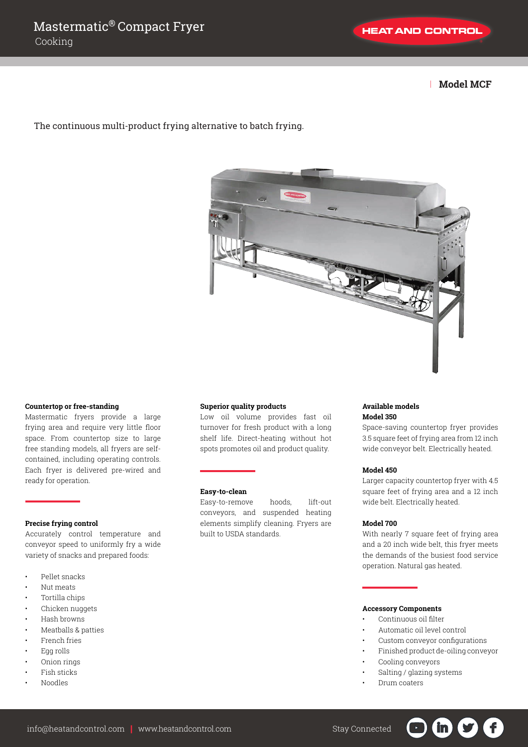# Mastermatic® Compact Fryer

Cooking

HEAT AND CONTROL

**Model MCF**

The continuous multi-product frying alternative to batch frying.

**Countertop or free-standing**

Mastermatic fryers provide a large frying area and require very little floor space. From countertop size to large free standing models, all fryers are self-contained, including operating controls. Each fryer is delivered pre-wired and ready for operation.

**Precise frying control**

Accurately control temperature and conveyor speed to uniformly fry a wide variety of snacks and prepared foods:

- Pellet snacks
- Nut meats
- Tortilla chips
- Chicken nuggets
- Hash browns
- Meatballs & patties
- French fries
- Egg rolls
- Onion rings
- Fish sticks
- Noodles

**Superior quality products**

Low oil volume provides fast oil turnover for fresh product with a long shelf life. Direct-heating without hot spots promotes oil and product quality.

**Easy-to-clean**

Easy-to-remove hoods, lift-out conveyors, and suspended heating elements simplify cleaning. Fryers are built to USDA standards.

**Available models**

**Model 350**

Space-saving countertop fryer provides 3.5 square feet of frying area from 12 inch wide conveyor belt. Electrically heated.

**Model 450**

Larger capacity countertop fryer with 4.5 square feet of frying area and a 12 inch wide belt. Electrically heated.

**Model 700**

With nearly 7 square feet of frying area and a 20 inch wide belt, this fryer meets the demands of the busiest food service operation. Natural gas heated.

**Accessory Components**

- Continuous oil filter
- Automatic oil level control
- Custom conveyor configurations
- Finished product de-oiling conveyor
- Cooling conveyors
- Salting / glazing systems
- Drum coaters

info@heatandcontrol.com | www.heatandcontrol.com

Stay Connected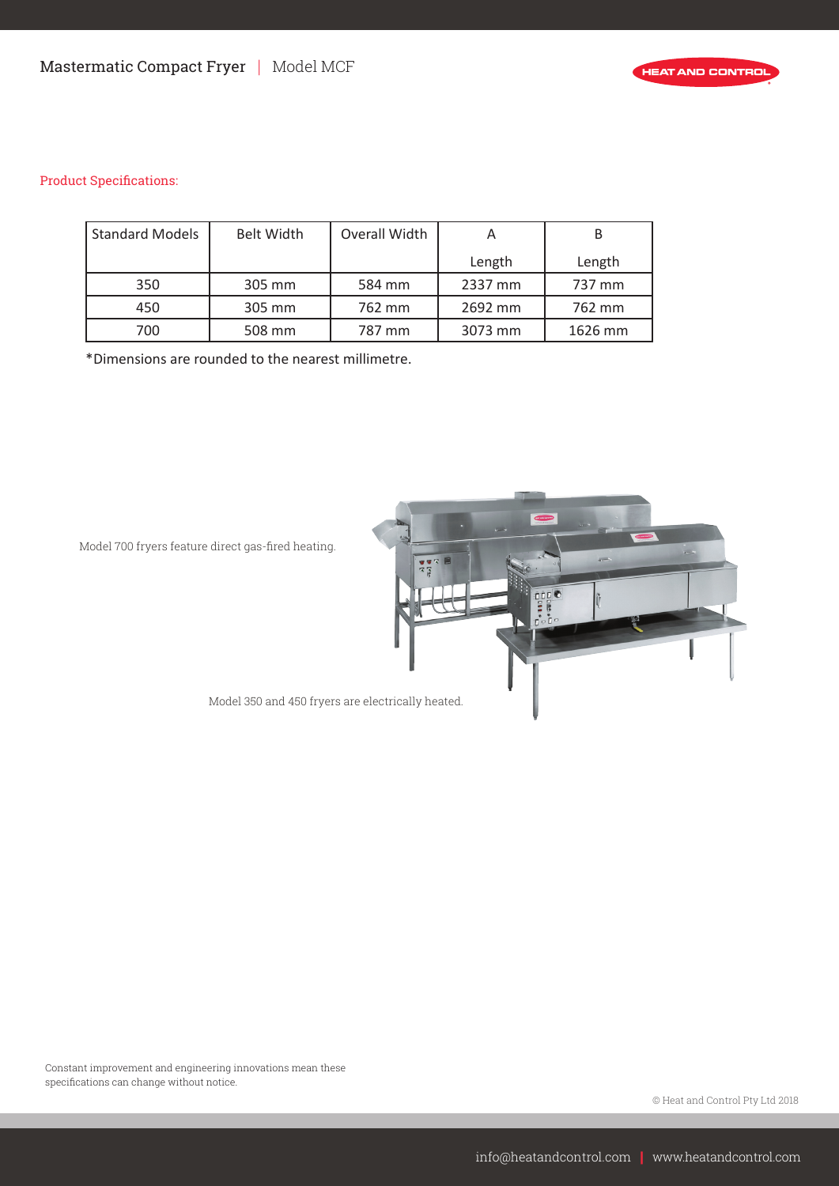Product Specifications:

| Standard Models | Belt Width | Overall Width | A Length | B Length |
|---|---|---|---|---|
| 350 | 305 mm | 584 mm | 2337 mm | 737 mm |
| 450 | 305 mm | 762 mm | 2692 mm | 762 mm |
| 700 | 508 mm | 787 mm | 3073 mm | 1626 mm |

*Dimensions are rounded to the nearest millimetre.

Model 700 fryers feature direct gas-fired heating.

Model 350 and 450 fryers are electrically heated.

Constant improvement and engineering innovations mean these specifications can change without notice.

© Heat and Control Pty Ltd 2018

info@heatandcontrol.com | www.heatandcontrol.com